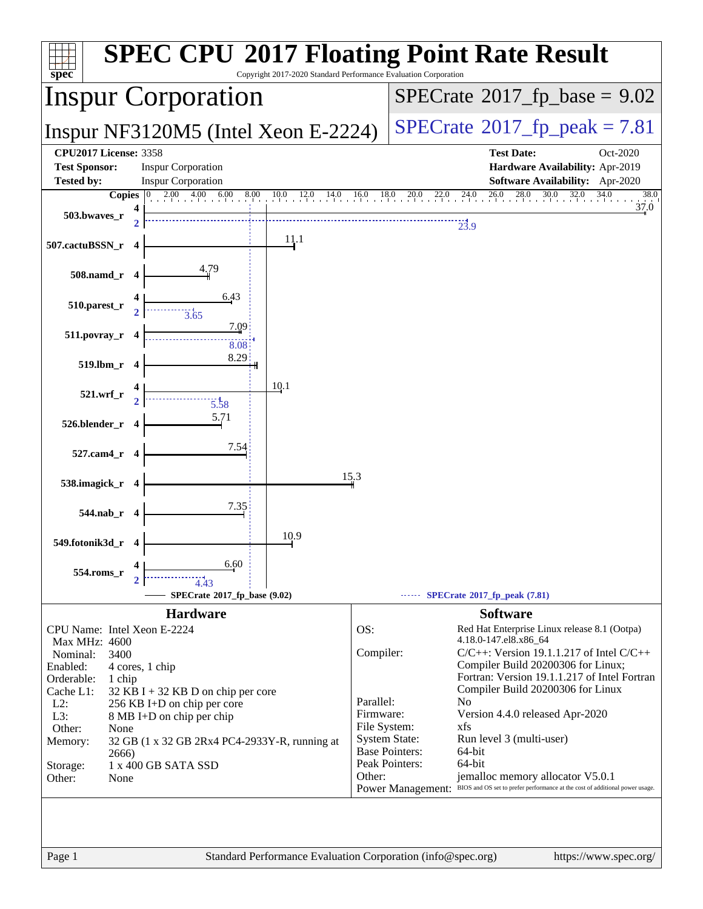# SPEC CPU 2017 Floating Point Rate Result

Copyright 2017-2020 Standard Performance Evaluation Corporation

## Inspur Corporation

**Inspur NF3120M5 (Intel Xeon E-2224)**

SPECrate 2017_fp_base = 9.02

SPECrate 2017_fp_peak = 7.81

| | | | |
|---|---|---|---|
| **CPU2017 License:** | 3358 | **Test Date:** | Oct-2020 |
| **Test Sponsor:** | Inspur Corporation | **Hardware Availability:** | Apr-2019 |
| **Tested by:** | Inspur Corporation | **Software Availability:** | Apr-2020 |

| Benchmark | Base Copies | Base | Peak Copies | Peak |
|---|---|---|---|---|
| 503.bwaves_r | 4 | 37.0 | 2 | 23.9 |
| 507.cactuBSSN_r | 4 | 11.1 | | |
| 508.namd_r | 4 | 4.79 | | |
| 510.parest_r | 4 | 6.43 | 2 | 3.65 |
| 511.povray_r | 4 | 7.09 | 4 | 8.08 |
| 519.lbm_r | 4 | 8.29 | | |
| 521.wrf_r | 4 | 10.1 | 2 | 5.58 |
| 526.blender_r | 4 | 5.71 | | |
| 527.cam4_r | 4 | 7.54 | | |
| 538.imagick_r | 4 | 15.3 | | |
| 544.nab_r | 4 | 7.35 | | |
| 549.fotonik3d_r | 4 | 10.9 | | |
| 554.roms_r | 4 | 6.60 | 2 | 4.43 |

SPECrate 2017_fp_base (9.02) — SPECrate 2017_fp_peak (7.81)

### Hardware

| | |
|---|---|
| CPU Name: | Intel Xeon E-2224 |
| Max MHz: | 4600 |
| Nominal: | 3400 |
| Enabled: | 4 cores, 1 chip |
| Orderable: | 1 chip |
| Cache L1: | 32 KB I + 32 KB D on chip per core |
| L2: | 256 KB I+D on chip per core |
| L3: | 8 MB I+D on chip per chip |
| Other: | None |
| Memory: | 32 GB (1 x 32 GB 2Rx4 PC4-2933Y-R, running at 2666) |
| Storage: | 1 x 400 GB SATA SSD |
| Other: | None |

### Software

| | |
|---|---|
| OS: | Red Hat Enterprise Linux release 8.1 (Ootpa) 4.18.0-147.el8.x86_64 |
| Compiler: | C/C++: Version 19.1.1.217 of Intel C/C++ Compiler Build 20200306 for Linux; Fortran: Version 19.1.1.217 of Intel Fortran Compiler Build 20200306 for Linux |
| Parallel: | No |
| Firmware: | Version 4.4.0 released Apr-2020 |
| File System: | xfs |
| System State: | Run level 3 (multi-user) |
| Base Pointers: | 64-bit |
| Peak Pointers: | 64-bit |
| Other: | jemalloc memory allocator V5.0.1 |
| Power Management: | BIOS and OS set to prefer performance at the cost of additional power usage. |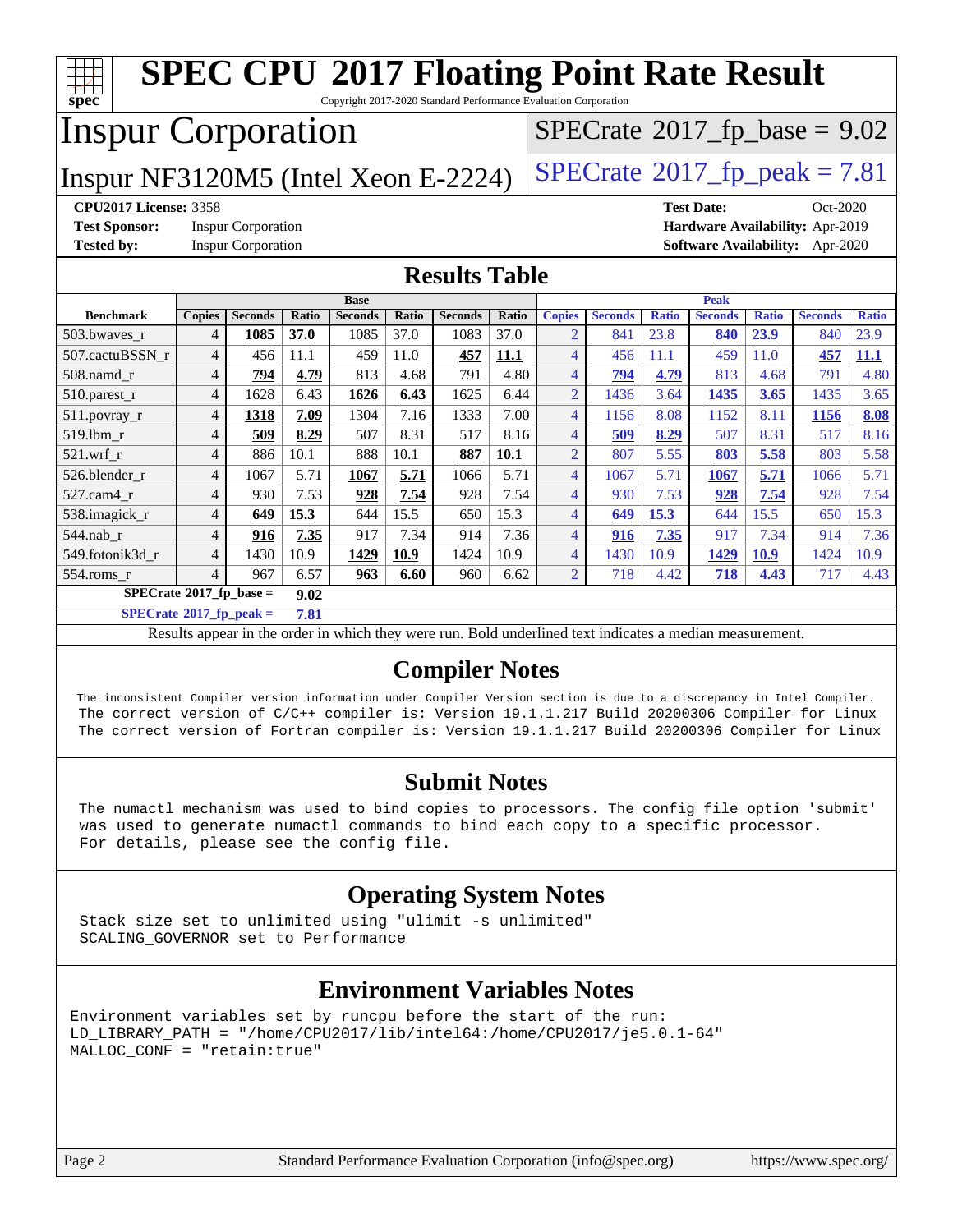# SPEC CPU 2017 Floating Point Rate Result

Copyright 2017-2020 Standard Performance Evaluation Corporation

## Inspur Corporation

Inspur NF3120M5 (Intel Xeon E-2224)

SPECrate 2017_fp_base = 9.02

SPECrate 2017_fp_peak = 7.81

**CPU2017 License:** 3358
**Test Sponsor:** Inspur Corporation
**Tested by:** Inspur Corporation

**Test Date:** Oct-2020
**Hardware Availability:** Apr-2019
**Software Availability:** Apr-2020

## Results Table

| Benchmark | Base | | | | | | | Peak | | | | | | |
|---|---|---|---|---|---|---|---|---|---|---|---|---|---|---|
| | Copies | Seconds | Ratio | Seconds | Ratio | Seconds | Ratio | Copies | Seconds | Ratio | Seconds | Ratio | Seconds | Ratio |
| 503.bwaves_r | 4 | **1085** | **37.0** | 1085 | 37.0 | 1083 | 37.0 | 2 | 841 | 23.8 | **840** | **23.9** | 840 | 23.9 |
| 507.cactuBSSN_r | 4 | 456 | 11.1 | 459 | 11.0 | **457** | **11.1** | 4 | 456 | 11.1 | 459 | 11.0 | **457** | **11.1** |
| 508.namd_r | 4 | **794** | **4.79** | 813 | 4.68 | 791 | 4.80 | 4 | **794** | **4.79** | 813 | 4.68 | 791 | 4.80 |
| 510.parest_r | 4 | 1628 | 6.43 | **1626** | **6.43** | 1625 | 6.44 | 2 | 1436 | 3.64 | **1435** | **3.65** | 1435 | 3.65 |
| 511.povray_r | 4 | **1318** | **7.09** | 1304 | 7.16 | 1333 | 7.00 | 4 | 1156 | 8.08 | 1152 | 8.11 | **1156** | **8.08** |
| 519.lbm_r | 4 | **509** | **8.29** | 507 | 8.31 | 517 | 8.16 | 4 | **509** | **8.29** | 507 | 8.31 | 517 | 8.16 |
| 521.wrf_r | 4 | 886 | 10.1 | 888 | 10.1 | **887** | **10.1** | 2 | 807 | 5.55 | **803** | **5.58** | 803 | 5.58 |
| 526.blender_r | 4 | 1067 | 5.71 | **1067** | **5.71** | 1066 | 5.71 | 4 | 1067 | 5.71 | **1067** | **5.71** | 1066 | 5.71 |
| 527.cam4_r | 4 | 930 | 7.53 | **928** | **7.54** | 928 | 7.54 | 4 | 930 | 7.53 | **928** | **7.54** | 928 | 7.54 |
| 538.imagick_r | 4 | **649** | **15.3** | 644 | 15.5 | 650 | 15.3 | 4 | **649** | **15.3** | 644 | 15.5 | 650 | 15.3 |
| 544.nab_r | 4 | **916** | **7.35** | 917 | 7.34 | 914 | 7.36 | 4 | **916** | **7.35** | 917 | 7.34 | 914 | 7.36 |
| 549.fotonik3d_r | 4 | 1430 | 10.9 | **1429** | **10.9** | 1424 | 10.9 | 4 | 1430 | 10.9 | **1429** | **10.9** | 1424 | 10.9 |
| 554.roms_r | 4 | 967 | 6.57 | **963** | **6.60** | 960 | 6.62 | 2 | 718 | 4.42 | **718** | **4.43** | 717 | 4.43 |

**SPECrate 2017_fp_base =** **9.02**

**SPECrate 2017_fp_peak =** **7.81**

Results appear in the order in which they were run. Bold underlined text indicates a median measurement.

## Compiler Notes

```
The inconsistent Compiler version information under Compiler Version section is due to a discrepancy in Intel Compiler.
The correct version of C/C++ compiler is: Version 19.1.1.217 Build 20200306 Compiler for Linux
The correct version of Fortran compiler is: Version 19.1.1.217 Build 20200306 Compiler for Linux
```

## Submit Notes

```
The numactl mechanism was used to bind copies to processors. The config file option 'submit'
was used to generate numactl commands to bind each copy to a specific processor.
For details, please see the config file.
```

## Operating System Notes

```
Stack size set to unlimited using "ulimit -s unlimited"
SCALING_GOVERNOR set to Performance
```

## Environment Variables Notes

```
Environment variables set by runcpu before the start of the run:
LD_LIBRARY_PATH = "/home/CPU2017/lib/intel64:/home/CPU2017/je5.0.1-64"
MALLOC_CONF = "retain:true"
```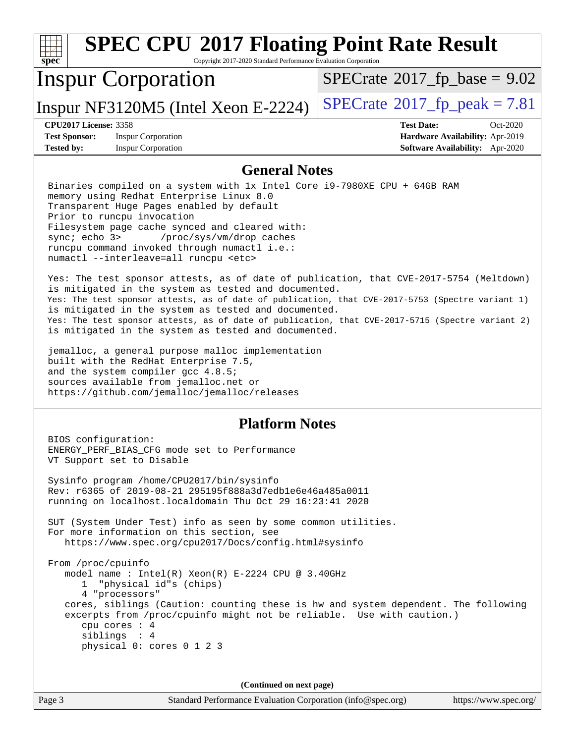# SPEC CPU 2017 Floating Point Rate Result

Copyright 2017-2020 Standard Performance Evaluation Corporation

## Inspur Corporation

Inspur NF3120M5 (Intel Xeon E-2224)

SPECrate 2017_fp_base = 9.02

SPECrate 2017_fp_peak = 7.81

**CPU2017 License:** 3358
**Test Sponsor:** Inspur Corporation
**Tested by:** Inspur Corporation

**Test Date:** Oct-2020
**Hardware Availability:** Apr-2019
**Software Availability:** Apr-2020

## General Notes

```
Binaries compiled on a system with 1x Intel Core i9-7980XE CPU + 64GB RAM
memory using Redhat Enterprise Linux 8.0
Transparent Huge Pages enabled by default
Prior to runcpu invocation
Filesystem page cache synced and cleared with:
sync; echo 3>       /proc/sys/vm/drop_caches
runcpu command invoked through numactl i.e.:
numactl --interleave=all runcpu <etc>

Yes: The test sponsor attests, as of date of publication, that CVE-2017-5754 (Meltdown)
is mitigated in the system as tested and documented.
Yes: The test sponsor attests, as of date of publication, that CVE-2017-5753 (Spectre variant 1)
is mitigated in the system as tested and documented.
Yes: The test sponsor attests, as of date of publication, that CVE-2017-5715 (Spectre variant 2)
is mitigated in the system as tested and documented.

jemalloc, a general purpose malloc implementation
built with the RedHat Enterprise 7.5,
and the system compiler gcc 4.8.5;
sources available from jemalloc.net or
https://github.com/jemalloc/jemalloc/releases
```

## Platform Notes

```
BIOS configuration:
ENERGY_PERF_BIAS_CFG mode set to Performance
VT Support set to Disable

Sysinfo program /home/CPU2017/bin/sysinfo
Rev: r6365 of 2019-08-21 295195f888a3d7edb1e6e46a485a0011
running on localhost.localdomain Thu Oct 29 16:23:41 2020

SUT (System Under Test) info as seen by some common utilities.
For more information on this section, see
   https://www.spec.org/cpu2017/Docs/config.html#sysinfo

From /proc/cpuinfo
   model name : Intel(R) Xeon(R) E-2224 CPU @ 3.40GHz
      1  "physical id"s (chips)
      4 "processors"
   cores, siblings (Caution: counting these is hw and system dependent. The following
   excerpts from /proc/cpuinfo might not be reliable.  Use with caution.)
      cpu cores : 4
      siblings  : 4
      physical 0: cores 0 1 2 3
```

**(Continued on next page)**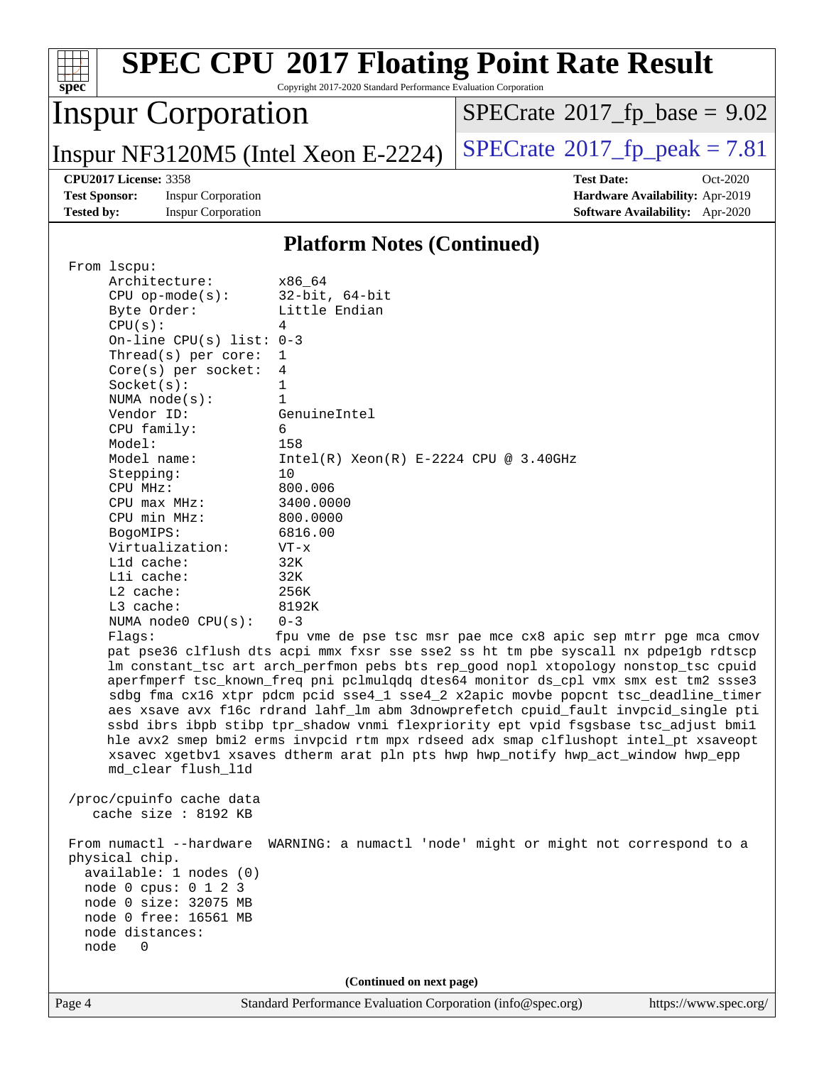# SPEC CPU 2017 Floating Point Rate Result

Copyright 2017-2020 Standard Performance Evaluation Corporation

## Inspur Corporation

Inspur NF3120M5 (Intel Xeon E-2224)

SPECrate 2017_fp_base = 9.02

SPECrate 2017_fp_peak = 7.81

**CPU2017 License:** 3358
**Test Sponsor:** Inspur Corporation
**Tested by:** Inspur Corporation

**Test Date:** Oct-2020
**Hardware Availability:** Apr-2019
**Software Availability:** Apr-2020

### Platform Notes (Continued)

```
From lscpu:
     Architecture:        x86_64
     CPU op-mode(s):      32-bit, 64-bit
     Byte Order:          Little Endian
     CPU(s):              4
     On-line CPU(s) list: 0-3
     Thread(s) per core:  1
     Core(s) per socket:  4
     Socket(s):           1
     NUMA node(s):        1
     Vendor ID:           GenuineIntel
     CPU family:          6
     Model:               158
     Model name:          Intel(R) Xeon(R) E-2224 CPU @ 3.40GHz
     Stepping:            10
     CPU MHz:             800.006
     CPU max MHz:         3400.0000
     CPU min MHz:         800.0000
     BogoMIPS:            6816.00
     Virtualization:      VT-x
     L1d cache:           32K
     L1i cache:           32K
     L2 cache:            256K
     L3 cache:            8192K
     NUMA node0 CPU(s):   0-3
     Flags:               fpu vme de pse tsc msr pae mce cx8 apic sep mtrr pge mca cmov
     pat pse36 clflush dts acpi mmx fxsr sse sse2 ss ht tm pbe syscall nx pdpe1gb rdtscp
     lm constant_tsc art arch_perfmon pebs bts rep_good nopl xtopology nonstop_tsc cpuid
     aperfmperf tsc_known_freq pni pclmulqdq dtes64 monitor ds_cpl vmx smx est tm2 ssse3
     sdbg fma cx16 xtpr pdcm pcid sse4_1 sse4_2 x2apic movbe popcnt tsc_deadline_timer
     aes xsave avx f16c rdrand lahf_lm abm 3dnowprefetch cpuid_fault invpcid_single pti
     ssbd ibrs ibpb stibp tpr_shadow vnmi flexpriority ept vpid fsgsbase tsc_adjust bmi1
     hle avx2 smep bmi2 erms invpcid rtm mpx rdseed adx smap clflushopt intel_pt xsaveopt
     xsavec xgetbv1 xsaves dtherm arat pln pts hwp hwp_notify hwp_act_window hwp_epp
     md_clear flush_l1d

/proc/cpuinfo cache data
   cache size : 8192 KB

From numactl --hardware  WARNING: a numactl 'node' might or might not correspond to a
physical chip.
  available: 1 nodes (0)
  node 0 cpus: 0 1 2 3
  node 0 size: 32075 MB
  node 0 free: 16561 MB
  node distances:
  node   0
```

(Continued on next page)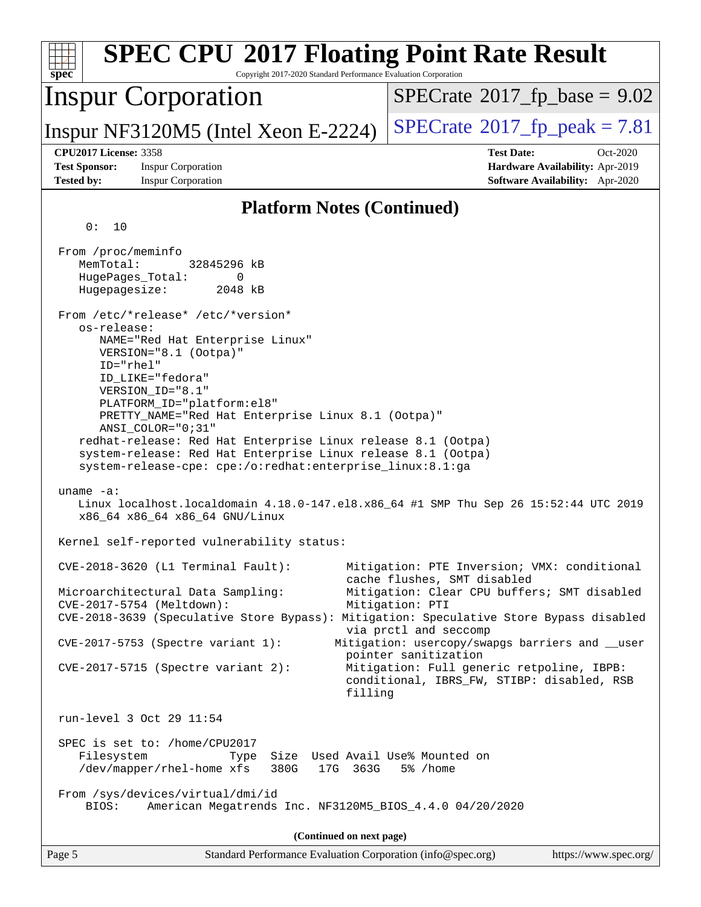## Platform Notes (Continued)

```
    0:  10

 From /proc/meminfo
    MemTotal:       32845296 kB
    HugePages_Total:       0
    Hugepagesize:       2048 kB

 From /etc/*release* /etc/*version*
    os-release:
       NAME="Red Hat Enterprise Linux"
       VERSION="8.1 (Ootpa)"
       ID="rhel"
       ID_LIKE="fedora"
       VERSION_ID="8.1"
       PLATFORM_ID="platform:el8"
       PRETTY_NAME="Red Hat Enterprise Linux 8.1 (Ootpa)"
       ANSI_COLOR="0;31"
    redhat-release: Red Hat Enterprise Linux release 8.1 (Ootpa)
    system-release: Red Hat Enterprise Linux release 8.1 (Ootpa)
    system-release-cpe: cpe:/o:redhat:enterprise_linux:8.1:ga

 uname -a:
    Linux localhost.localdomain 4.18.0-147.el8.x86_64 #1 SMP Thu Sep 26 15:52:44 UTC 2019
    x86_64 x86_64 x86_64 GNU/Linux

 Kernel self-reported vulnerability status:

 CVE-2018-3620 (L1 Terminal Fault):        Mitigation: PTE Inversion; VMX: conditional
                                            cache flushes, SMT disabled
 Microarchitectural Data Sampling:         Mitigation: Clear CPU buffers; SMT disabled
 CVE-2017-5754 (Meltdown):                 Mitigation: PTI
 CVE-2018-3639 (Speculative Store Bypass): Mitigation: Speculative Store Bypass disabled
                                            via prctl and seccomp
 CVE-2017-5753 (Spectre variant 1):       Mitigation: usercopy/swapgs barriers and __user
                                            pointer sanitization
 CVE-2017-5715 (Spectre variant 2):        Mitigation: Full generic retpoline, IBPB:
                                            conditional, IBRS_FW, STIBP: disabled, RSB
                                            filling

 run-level 3 Oct 29 11:54

 SPEC is set to: /home/CPU2017
    Filesystem            Type  Size  Used Avail Use% Mounted on
    /dev/mapper/rhel-home xfs   380G   17G  363G   5% /home

 From /sys/devices/virtual/dmi/id
     BIOS:    American Megatrends Inc. NF3120M5_BIOS_4.4.0 04/20/2020
```

(Continued on next page)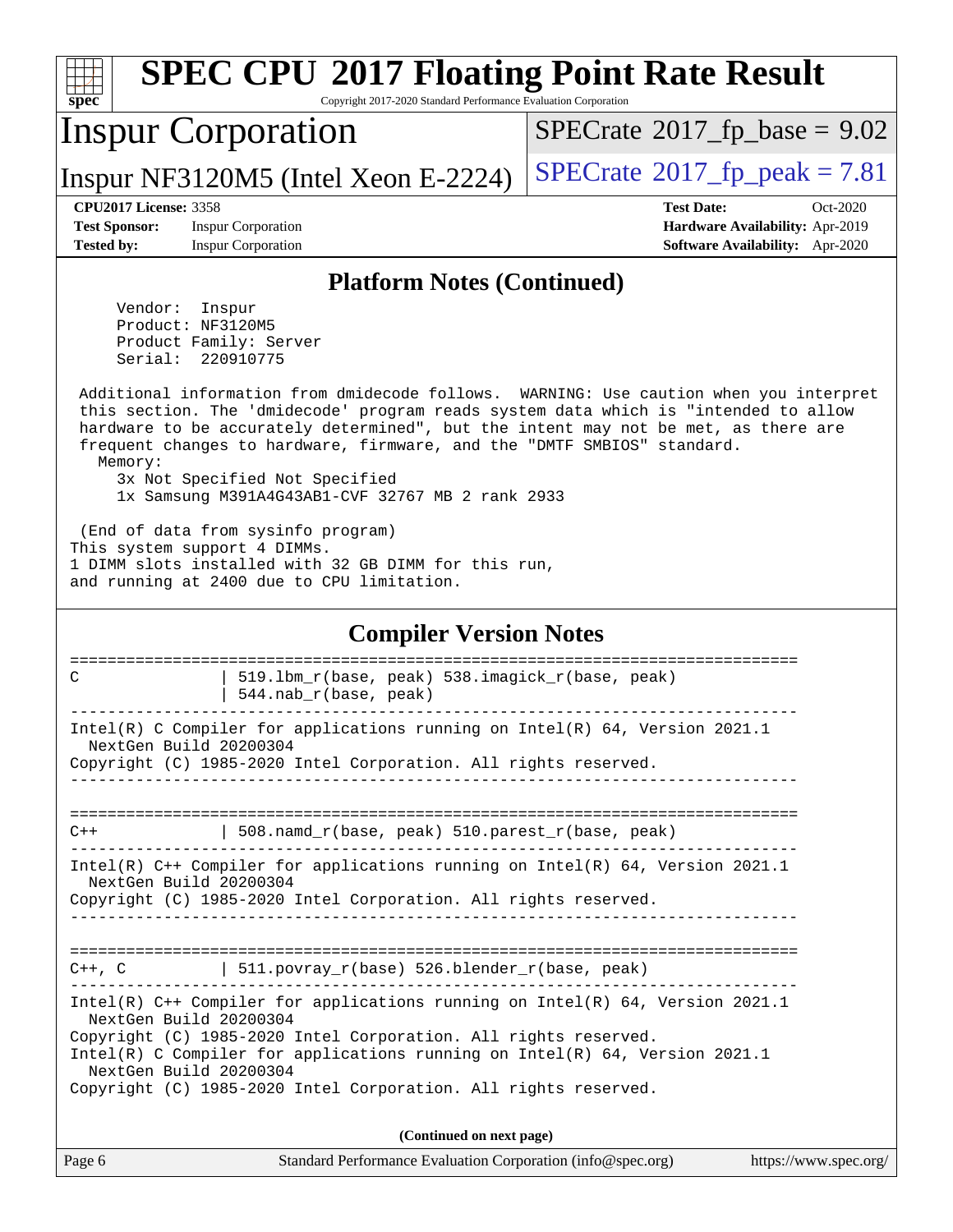## Platform Notes (Continued)

```
     Vendor:  Inspur
     Product: NF3120M5
     Product Family: Server
     Serial:  220910775

 Additional information from dmidecode follows.  WARNING: Use caution when you interpret
 this section. The 'dmidecode' program reads system data which is "intended to allow
 hardware to be accurately determined", but the intent may not be met, as there are
 frequent changes to hardware, firmware, and the "DMTF SMBIOS" standard.
   Memory:
     3x Not Specified Not Specified
     1x Samsung M391A4G43AB1-CVF 32767 MB 2 rank 2933

 (End of data from sysinfo program)
This system support 4 DIMMs.
1 DIMM slots installed with 32 GB DIMM for this run,
and running at 2400 due to CPU limitation.
```

## Compiler Version Notes

```
==============================================================================
C               | 519.lbm_r(base, peak) 538.imagick_r(base, peak)
                | 544.nab_r(base, peak)
------------------------------------------------------------------------------
Intel(R) C Compiler for applications running on Intel(R) 64, Version 2021.1
  NextGen Build 20200304
Copyright (C) 1985-2020 Intel Corporation. All rights reserved.
------------------------------------------------------------------------------

==============================================================================
C++             | 508.namd_r(base, peak) 510.parest_r(base, peak)
------------------------------------------------------------------------------
Intel(R) C++ Compiler for applications running on Intel(R) 64, Version 2021.1
  NextGen Build 20200304
Copyright (C) 1985-2020 Intel Corporation. All rights reserved.
------------------------------------------------------------------------------

==============================================================================
C++, C          | 511.povray_r(base) 526.blender_r(base, peak)
------------------------------------------------------------------------------
Intel(R) C++ Compiler for applications running on Intel(R) 64, Version 2021.1
  NextGen Build 20200304
Copyright (C) 1985-2020 Intel Corporation. All rights reserved.
Intel(R) C Compiler for applications running on Intel(R) 64, Version 2021.1
  NextGen Build 20200304
Copyright (C) 1985-2020 Intel Corporation. All rights reserved.
```

(Continued on next page)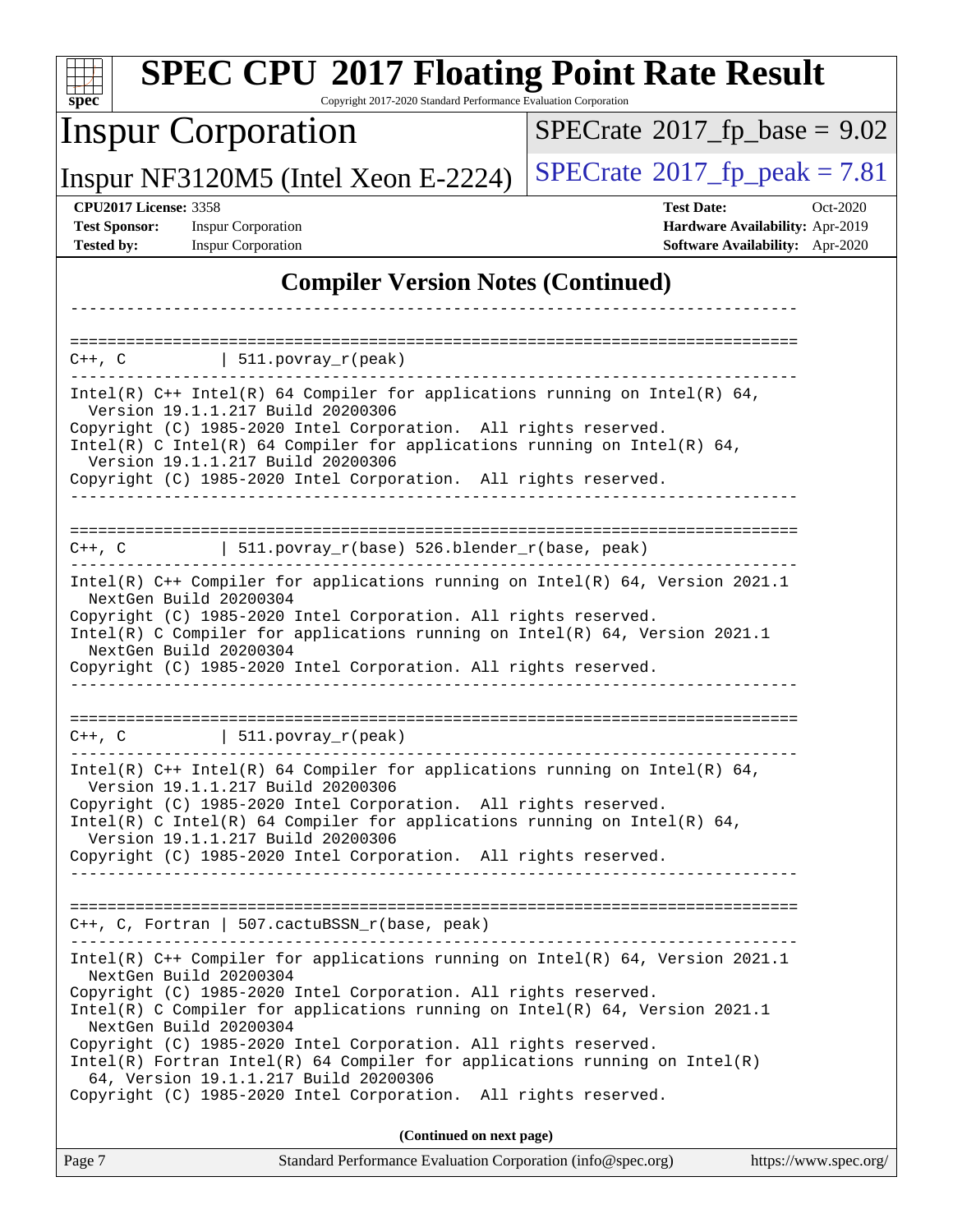## Compiler Version Notes (Continued)

```
------------------------------------------------------------------------------

==============================================================================
C++, C          | 511.povray_r(peak)
------------------------------------------------------------------------------
Intel(R) C++ Intel(R) 64 Compiler for applications running on Intel(R) 64,
  Version 19.1.1.217 Build 20200306
Copyright (C) 1985-2020 Intel Corporation.  All rights reserved.
Intel(R) C Intel(R) 64 Compiler for applications running on Intel(R) 64,
  Version 19.1.1.217 Build 20200306
Copyright (C) 1985-2020 Intel Corporation.  All rights reserved.
------------------------------------------------------------------------------

==============================================================================
C++, C          | 511.povray_r(base) 526.blender_r(base, peak)
------------------------------------------------------------------------------
Intel(R) C++ Compiler for applications running on Intel(R) 64, Version 2021.1
  NextGen Build 20200304
Copyright (C) 1985-2020 Intel Corporation. All rights reserved.
Intel(R) C Compiler for applications running on Intel(R) 64, Version 2021.1
  NextGen Build 20200304
Copyright (C) 1985-2020 Intel Corporation. All rights reserved.
------------------------------------------------------------------------------

==============================================================================
C++, C          | 511.povray_r(peak)
------------------------------------------------------------------------------
Intel(R) C++ Intel(R) 64 Compiler for applications running on Intel(R) 64,
  Version 19.1.1.217 Build 20200306
Copyright (C) 1985-2020 Intel Corporation.  All rights reserved.
Intel(R) C Intel(R) 64 Compiler for applications running on Intel(R) 64,
  Version 19.1.1.217 Build 20200306
Copyright (C) 1985-2020 Intel Corporation.  All rights reserved.
------------------------------------------------------------------------------

==============================================================================
C++, C, Fortran | 507.cactuBSSN_r(base, peak)
------------------------------------------------------------------------------
Intel(R) C++ Compiler for applications running on Intel(R) 64, Version 2021.1
  NextGen Build 20200304
Copyright (C) 1985-2020 Intel Corporation. All rights reserved.
Intel(R) C Compiler for applications running on Intel(R) 64, Version 2021.1
  NextGen Build 20200304
Copyright (C) 1985-2020 Intel Corporation. All rights reserved.
Intel(R) Fortran Intel(R) 64 Compiler for applications running on Intel(R)
  64, Version 19.1.1.217 Build 20200306
Copyright (C) 1985-2020 Intel Corporation.  All rights reserved.
```

**(Continued on next page)**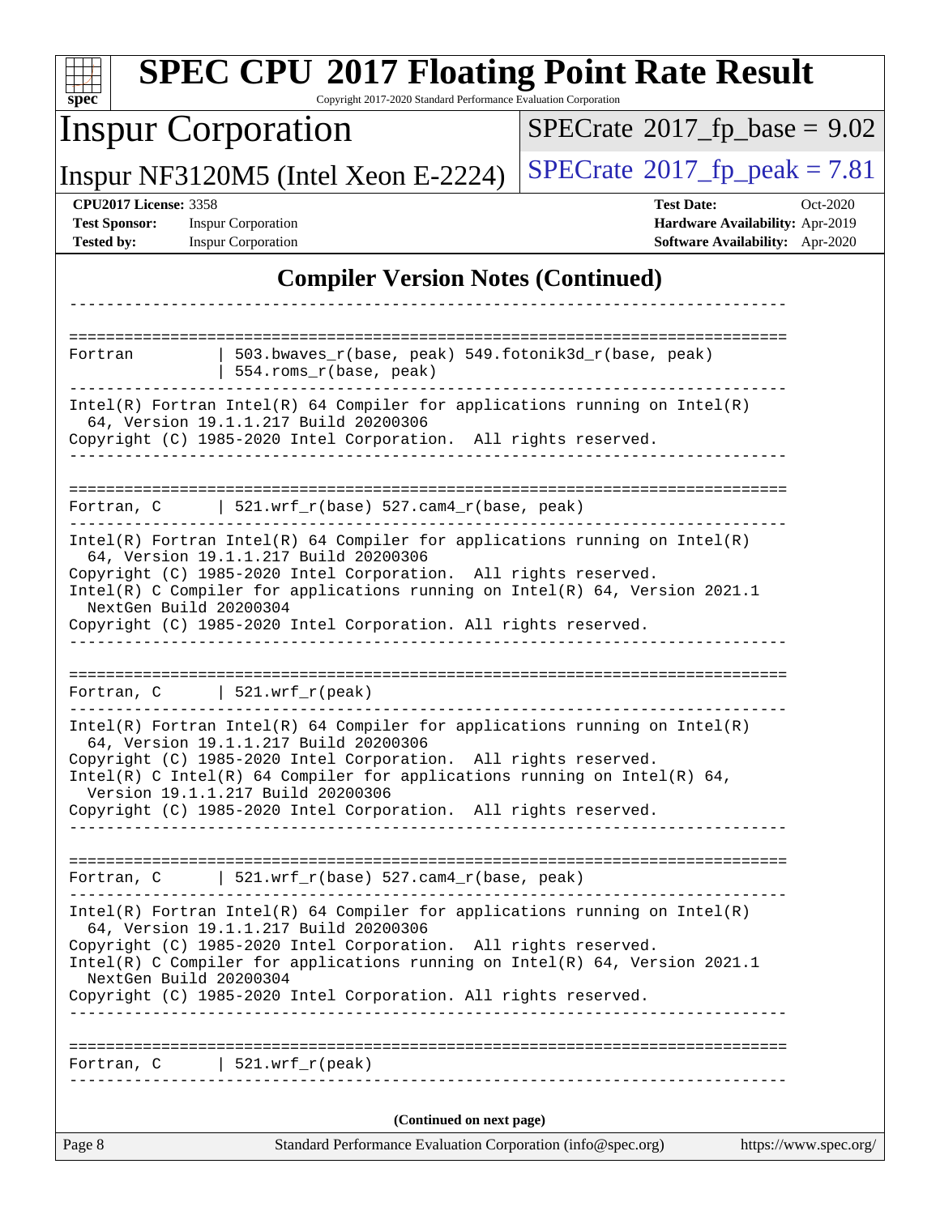## Compiler Version Notes (Continued)

```
------------------------------------------------------------------------------

==============================================================================
Fortran         | 503.bwaves_r(base, peak) 549.fotonik3d_r(base, peak)
                | 554.roms_r(base, peak)
------------------------------------------------------------------------------
Intel(R) Fortran Intel(R) 64 Compiler for applications running on Intel(R)
  64, Version 19.1.1.217 Build 20200306
Copyright (C) 1985-2020 Intel Corporation.  All rights reserved.
------------------------------------------------------------------------------

==============================================================================
Fortran, C      | 521.wrf_r(base) 527.cam4_r(base, peak)
------------------------------------------------------------------------------
Intel(R) Fortran Intel(R) 64 Compiler for applications running on Intel(R)
  64, Version 19.1.1.217 Build 20200306
Copyright (C) 1985-2020 Intel Corporation.  All rights reserved.
Intel(R) C Compiler for applications running on Intel(R) 64, Version 2021.1
  NextGen Build 20200304
Copyright (C) 1985-2020 Intel Corporation. All rights reserved.
------------------------------------------------------------------------------

==============================================================================
Fortran, C      | 521.wrf_r(peak)
------------------------------------------------------------------------------
Intel(R) Fortran Intel(R) 64 Compiler for applications running on Intel(R)
  64, Version 19.1.1.217 Build 20200306
Copyright (C) 1985-2020 Intel Corporation.  All rights reserved.
Intel(R) C Intel(R) 64 Compiler for applications running on Intel(R) 64,
  Version 19.1.1.217 Build 20200306
Copyright (C) 1985-2020 Intel Corporation.  All rights reserved.
------------------------------------------------------------------------------

==============================================================================
Fortran, C      | 521.wrf_r(base) 527.cam4_r(base, peak)
------------------------------------------------------------------------------
Intel(R) Fortran Intel(R) 64 Compiler for applications running on Intel(R)
  64, Version 19.1.1.217 Build 20200306
Copyright (C) 1985-2020 Intel Corporation.  All rights reserved.
Intel(R) C Compiler for applications running on Intel(R) 64, Version 2021.1
  NextGen Build 20200304
Copyright (C) 1985-2020 Intel Corporation. All rights reserved.
------------------------------------------------------------------------------

==============================================================================
Fortran, C      | 521.wrf_r(peak)
------------------------------------------------------------------------------
```

**(Continued on next page)**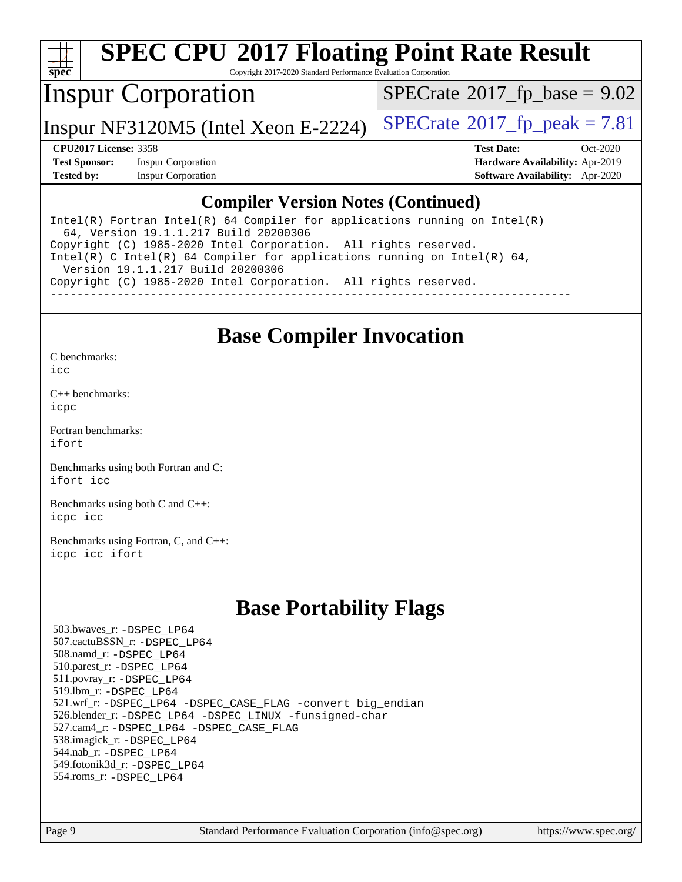## Compiler Version Notes (Continued)

```
Intel(R) Fortran Intel(R) 64 Compiler for applications running on Intel(R)
  64, Version 19.1.1.217 Build 20200306
Copyright (C) 1985-2020 Intel Corporation.  All rights reserved.
Intel(R) C Intel(R) 64 Compiler for applications running on Intel(R) 64,
  Version 19.1.1.217 Build 20200306
Copyright (C) 1985-2020 Intel Corporation.  All rights reserved.
------------------------------------------------------------------------------
```

## Base Compiler Invocation

C benchmarks:
icc

C++ benchmarks:
icpc

Fortran benchmarks:
ifort

Benchmarks using both Fortran and C:
ifort icc

Benchmarks using both C and C++:
icpc icc

Benchmarks using Fortran, C, and C++:
icpc icc ifort

## Base Portability Flags

503.bwaves_r: -DSPEC_LP64
507.cactuBSSN_r: -DSPEC_LP64
508.namd_r: -DSPEC_LP64
510.parest_r: -DSPEC_LP64
511.povray_r: -DSPEC_LP64
519.lbm_r: -DSPEC_LP64
521.wrf_r: -DSPEC_LP64 -DSPEC_CASE_FLAG -convert big_endian
526.blender_r: -DSPEC_LP64 -DSPEC_LINUX -funsigned-char
527.cam4_r: -DSPEC_LP64 -DSPEC_CASE_FLAG
538.imagick_r: -DSPEC_LP64
544.nab_r: -DSPEC_LP64
549.fotonik3d_r: -DSPEC_LP64
554.roms_r: -DSPEC_LP64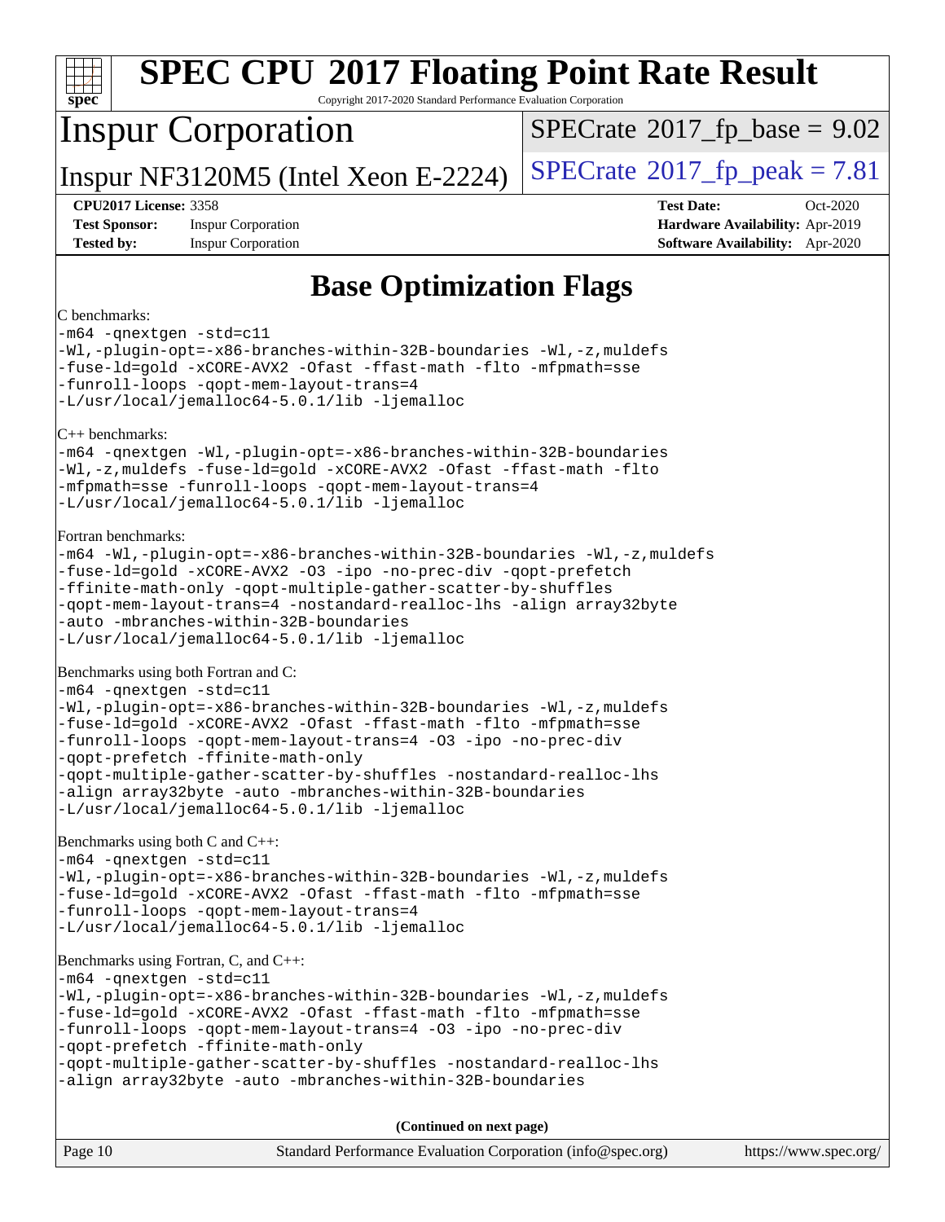# SPEC CPU 2017 Floating Point Rate Result

Copyright 2017-2020 Standard Performance Evaluation Corporation

**Inspur Corporation**

**Inspur NF3120M5 (Intel Xeon E-2224)**

SPECrate 2017_fp_base = 9.02

SPECrate 2017_fp_peak = 7.81

**CPU2017 License:** 3358
**Test Sponsor:** Inspur Corporation
**Tested by:** Inspur Corporation

**Test Date:** Oct-2020
**Hardware Availability:** Apr-2019
**Software Availability:** Apr-2020

## Base Optimization Flags

C benchmarks:

```
-m64 -qnextgen -std=c11
-Wl,-plugin-opt=-x86-branches-within-32B-boundaries -Wl,-z,muldefs
-fuse-ld=gold -xCORE-AVX2 -Ofast -ffast-math -flto -mfpmath=sse
-funroll-loops -qopt-mem-layout-trans=4
-L/usr/local/jemalloc64-5.0.1/lib -ljemalloc
```

C++ benchmarks:

```
-m64 -qnextgen -Wl,-plugin-opt=-x86-branches-within-32B-boundaries
-Wl,-z,muldefs -fuse-ld=gold -xCORE-AVX2 -Ofast -ffast-math -flto
-mfpmath=sse -funroll-loops -qopt-mem-layout-trans=4
-L/usr/local/jemalloc64-5.0.1/lib -ljemalloc
```

Fortran benchmarks:

```
-m64 -Wl,-plugin-opt=-x86-branches-within-32B-boundaries -Wl,-z,muldefs
-fuse-ld=gold -xCORE-AVX2 -O3 -ipo -no-prec-div -qopt-prefetch
-ffinite-math-only -qopt-multiple-gather-scatter-by-shuffles
-qopt-mem-layout-trans=4 -nostandard-realloc-lhs -align array32byte
-auto -mbranches-within-32B-boundaries
-L/usr/local/jemalloc64-5.0.1/lib -ljemalloc
```

Benchmarks using both Fortran and C:

```
-m64 -qnextgen -std=c11
-Wl,-plugin-opt=-x86-branches-within-32B-boundaries -Wl,-z,muldefs
-fuse-ld=gold -xCORE-AVX2 -Ofast -ffast-math -flto -mfpmath=sse
-funroll-loops -qopt-mem-layout-trans=4 -O3 -ipo -no-prec-div
-qopt-prefetch -ffinite-math-only
-qopt-multiple-gather-scatter-by-shuffles -nostandard-realloc-lhs
-align array32byte -auto -mbranches-within-32B-boundaries
-L/usr/local/jemalloc64-5.0.1/lib -ljemalloc
```

Benchmarks using both C and C++:

```
-m64 -qnextgen -std=c11
-Wl,-plugin-opt=-x86-branches-within-32B-boundaries -Wl,-z,muldefs
-fuse-ld=gold -xCORE-AVX2 -Ofast -ffast-math -flto -mfpmath=sse
-funroll-loops -qopt-mem-layout-trans=4
-L/usr/local/jemalloc64-5.0.1/lib -ljemalloc
```

Benchmarks using Fortran, C, and C++:

```
-m64 -qnextgen -std=c11
-Wl,-plugin-opt=-x86-branches-within-32B-boundaries -Wl,-z,muldefs
-fuse-ld=gold -xCORE-AVX2 -Ofast -ffast-math -flto -mfpmath=sse
-funroll-loops -qopt-mem-layout-trans=4 -O3 -ipo -no-prec-div
-qopt-prefetch -ffinite-math-only
-qopt-multiple-gather-scatter-by-shuffles -nostandard-realloc-lhs
-align array32byte -auto -mbranches-within-32B-boundaries
```

**(Continued on next page)**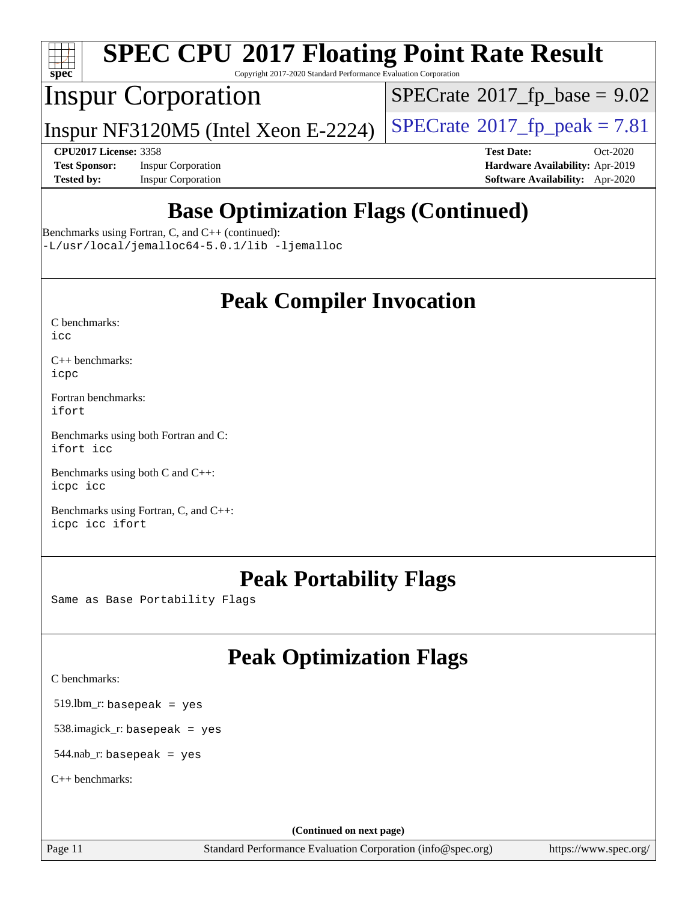# SPEC CPU 2017 Floating Point Rate Result

Copyright 2017-2020 Standard Performance Evaluation Corporation

**Inspur Corporation**

**Inspur NF3120M5 (Intel Xeon E-2224)**

SPECrate 2017_fp_base = 9.02

SPECrate 2017_fp_peak = 7.81

**CPU2017 License:** 3358
**Test Sponsor:** Inspur Corporation
**Tested by:** Inspur Corporation
**Test Date:** Oct-2020
**Hardware Availability:** Apr-2019
**Software Availability:** Apr-2020

## Base Optimization Flags (Continued)

Benchmarks using Fortran, C, and C++ (continued):
-L/usr/local/jemalloc64-5.0.1/lib -ljemalloc

## Peak Compiler Invocation

C benchmarks:
icc

C++ benchmarks:
icpc

Fortran benchmarks:
ifort

Benchmarks using both Fortran and C:
ifort icc

Benchmarks using both C and C++:
icpc icc

Benchmarks using Fortran, C, and C++:
icpc icc ifort

## Peak Portability Flags

Same as Base Portability Flags

## Peak Optimization Flags

C benchmarks:

519.lbm_r: basepeak = yes

538.imagick_r: basepeak = yes

544.nab_r: basepeak = yes

C++ benchmarks:

(Continued on next page)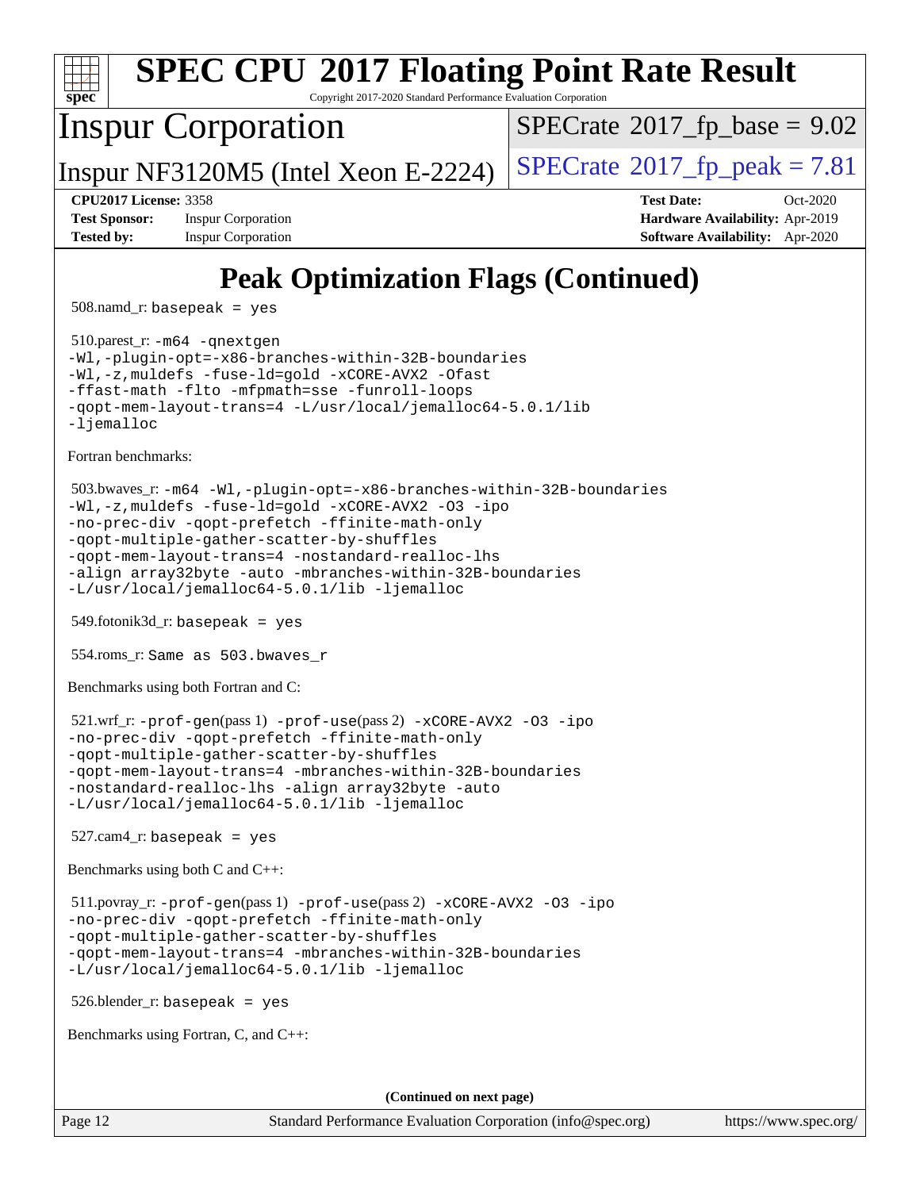# SPEC CPU 2017 Floating Point Rate Result

Copyright 2017-2020 Standard Performance Evaluation Corporation

**Inspur Corporation**

Inspur NF3120M5 (Intel Xeon E-2224)

SPECrate 2017_fp_base = 9.02

SPECrate 2017_fp_peak = 7.81

**CPU2017 License:** 3358
**Test Sponsor:** Inspur Corporation
**Tested by:** Inspur Corporation

**Test Date:** Oct-2020
**Hardware Availability:** Apr-2019
**Software Availability:** Apr-2020

## Peak Optimization Flags (Continued)

508.namd_r: `basepeak = yes`

510.parest_r:
```
-m64 -qnextgen
-Wl,-plugin-opt=-x86-branches-within-32B-boundaries
-Wl,-z,muldefs -fuse-ld=gold -xCORE-AVX2 -Ofast
-ffast-math -flto -mfpmath=sse -funroll-loops
-qopt-mem-layout-trans=4 -L/usr/local/jemalloc64-5.0.1/lib
-ljemalloc
```

Fortran benchmarks:

503.bwaves_r:
```
-m64 -Wl,-plugin-opt=-x86-branches-within-32B-boundaries
-Wl,-z,muldefs -fuse-ld=gold -xCORE-AVX2 -O3 -ipo
-no-prec-div -qopt-prefetch -ffinite-math-only
-qopt-multiple-gather-scatter-by-shuffles
-qopt-mem-layout-trans=4 -nostandard-realloc-lhs
-align array32byte -auto -mbranches-within-32B-boundaries
-L/usr/local/jemalloc64-5.0.1/lib -ljemalloc
```

549.fotonik3d_r: `basepeak = yes`

554.roms_r: `Same as 503.bwaves_r`

Benchmarks using both Fortran and C:

521.wrf_r:
```
-prof-gen(pass 1) -prof-use(pass 2) -xCORE-AVX2 -O3 -ipo
-no-prec-div -qopt-prefetch -ffinite-math-only
-qopt-multiple-gather-scatter-by-shuffles
-qopt-mem-layout-trans=4 -mbranches-within-32B-boundaries
-nostandard-realloc-lhs -align array32byte -auto
-L/usr/local/jemalloc64-5.0.1/lib -ljemalloc
```

527.cam4_r: `basepeak = yes`

Benchmarks using both C and C++:

511.povray_r:
```
-prof-gen(pass 1) -prof-use(pass 2) -xCORE-AVX2 -O3 -ipo
-no-prec-div -qopt-prefetch -ffinite-math-only
-qopt-multiple-gather-scatter-by-shuffles
-qopt-mem-layout-trans=4 -mbranches-within-32B-boundaries
-L/usr/local/jemalloc64-5.0.1/lib -ljemalloc
```

526.blender_r: `basepeak = yes`

Benchmarks using Fortran, C, and C++:

**(Continued on next page)**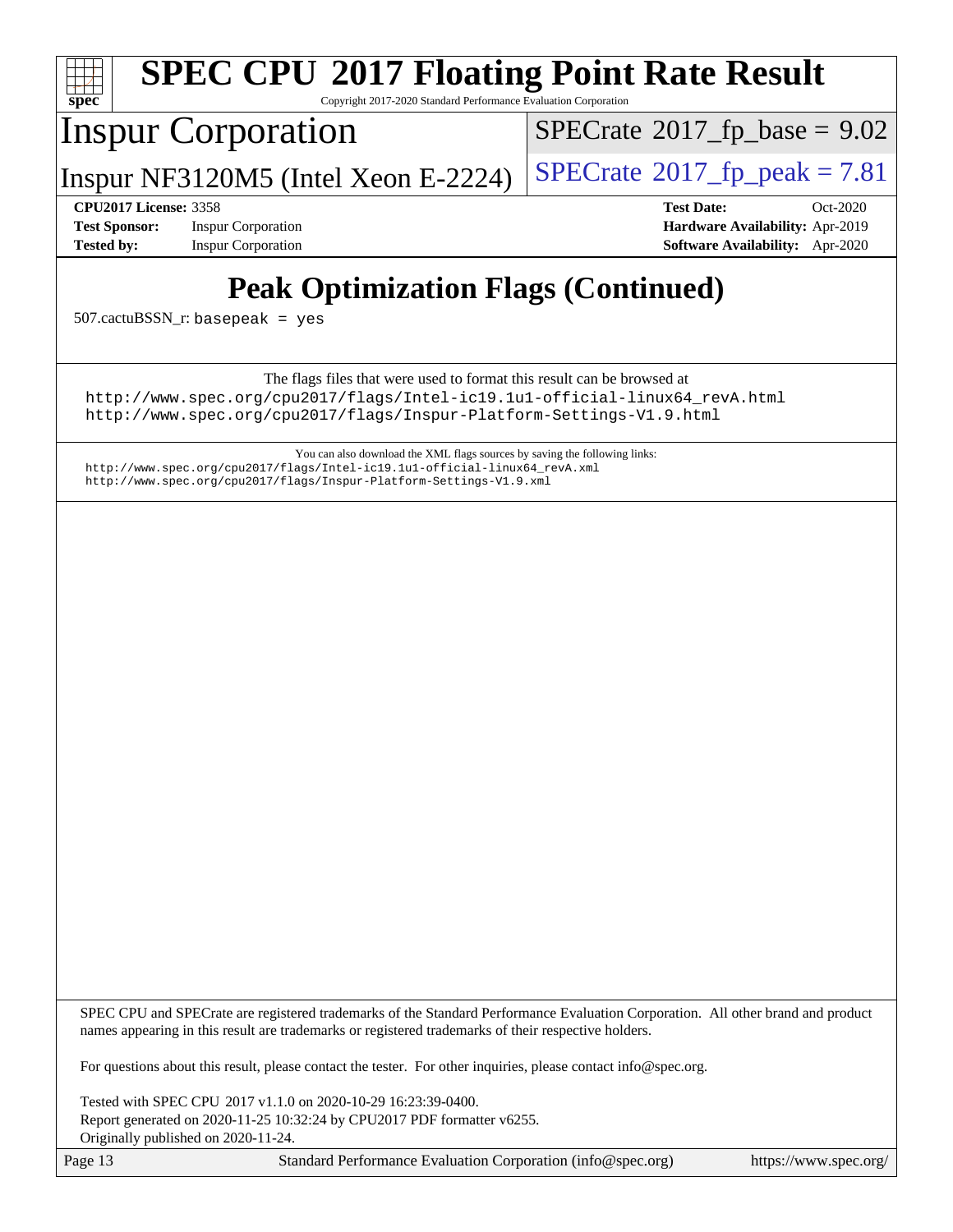## Peak Optimization Flags (Continued)

507.cactuBSSN_r: basepeak = yes

The flags files that were used to format this result can be browsed at
http://www.spec.org/cpu2017/flags/Intel-ic19.1u1-official-linux64_revA.html
http://www.spec.org/cpu2017/flags/Inspur-Platform-Settings-V1.9.html

You can also download the XML flags sources by saving the following links:
http://www.spec.org/cpu2017/flags/Intel-ic19.1u1-official-linux64_revA.xml
http://www.spec.org/cpu2017/flags/Inspur-Platform-Settings-V1.9.xml

SPEC CPU and SPECrate are registered trademarks of the Standard Performance Evaluation Corporation. All other brand and product names appearing in this result are trademarks or registered trademarks of their respective holders.

For questions about this result, please contact the tester. For other inquiries, please contact info@spec.org.

Tested with SPEC CPU 2017 v1.1.0 on 2020-10-29 16:23:39-0400.
Report generated on 2020-11-25 10:32:24 by CPU2017 PDF formatter v6255.
Originally published on 2020-11-24.